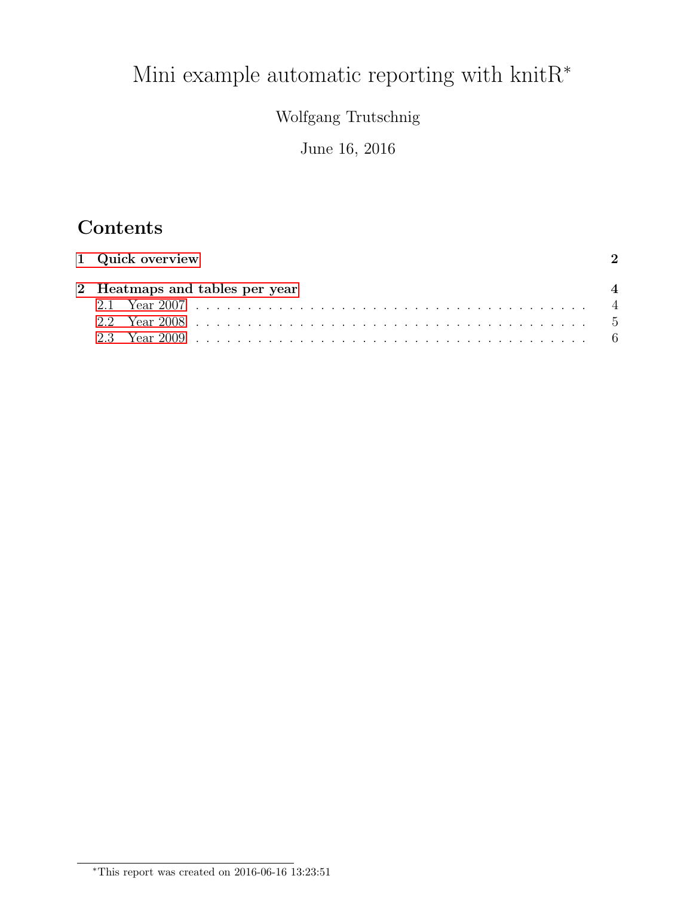# Mini example automatic reporting with knitR*

Wolfgang Trutschnig

June 16, 2016

## Contents

**1 Quick overview** **2**

**2 Heatmaps and tables per year** **4**

- 2.1 Year 2007 . . . . . . . . . . . . . . . . . . . . . . . . . . . . . . . . . . . . 4
- 2.2 Year 2008 . . . . . . . . . . . . . . . . . . . . . . . . . . . . . . . . . . . . 5
- 2.3 Year 2009 . . . . . . . . . . . . . . . . . . . . . . . . . . . . . . . . . . . . 6

---

*This report was created on 2016-06-16 13:23:51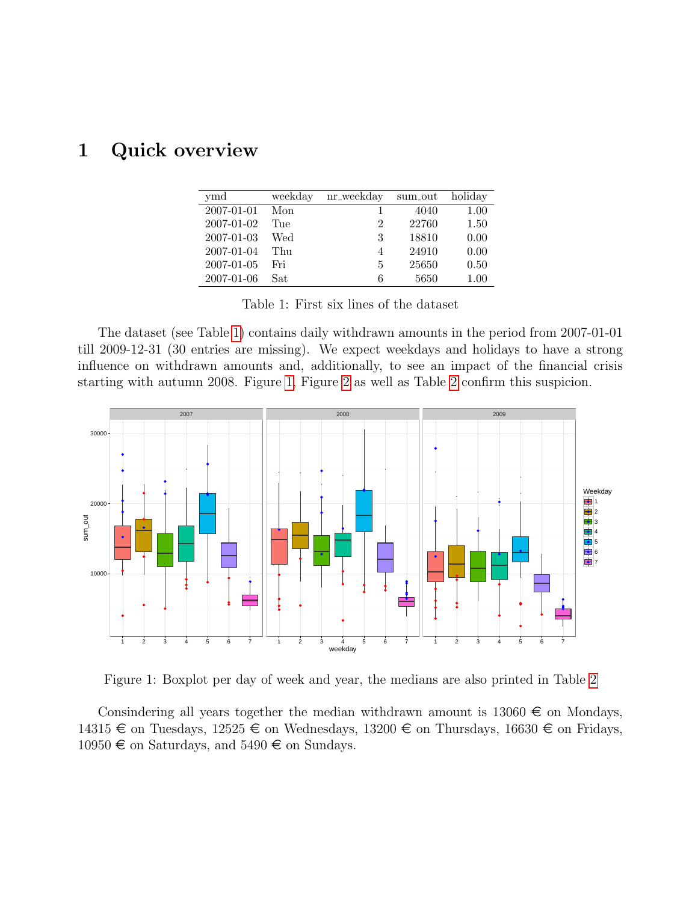# 1 Quick overview

| ymd | weekday | nr_weekday | sum_out | holiday |
|---|---|---|---|---|
| 2007-01-01 | Mon | 1 | 4040 | 1.00 |
| 2007-01-02 | Tue | 2 | 22760 | 1.50 |
| 2007-01-03 | Wed | 3 | 18810 | 0.00 |
| 2007-01-04 | Thu | 4 | 24910 | 0.00 |
| 2007-01-05 | Fri | 5 | 25650 | 0.50 |
| 2007-01-06 | Sat | 6 | 5650 | 1.00 |

Table 1: First six lines of the dataset

The dataset (see Table 1) contains daily withdrawn amounts in the period from 2007-01-01 till 2009-12-31 (30 entries are missing). We expect weekdays and holidays to have a strong influence on withdrawn amounts and, additionally, to see an impact of the financial crisis starting with autumn 2008. Figure 1, Figure 2 as well as Table 2 confirm this suspicion.

Figure 1: Boxplot per day of week and year, the medians are also printed in Table 2

Consindering all years together the median withdrawn amount is 13060 € on Mondays, 14315 € on Tuesdays, 12525 € on Wednesdays, 13200 € on Thursdays, 16630 € on Fridays, 10950 € on Saturdays, and 5490 € on Sundays.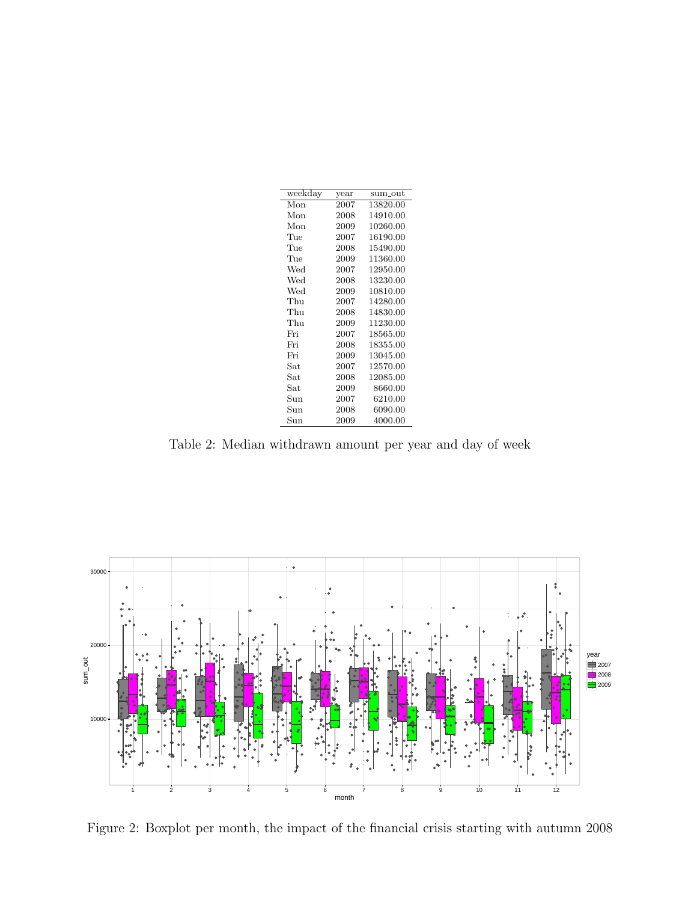| weekday | year | sum_out |
|---|---|---|
| Mon | 2007 | 13820.00 |
| Mon | 2008 | 14910.00 |
| Mon | 2009 | 10260.00 |
| Tue | 2007 | 16190.00 |
| Tue | 2008 | 15490.00 |
| Tue | 2009 | 11360.00 |
| Wed | 2007 | 12950.00 |
| Wed | 2008 | 13230.00 |
| Wed | 2009 | 10810.00 |
| Thu | 2007 | 14280.00 |
| Thu | 2008 | 14830.00 |
| Thu | 2009 | 11230.00 |
| Fri | 2007 | 18565.00 |
| Fri | 2008 | 18355.00 |
| Fri | 2009 | 13045.00 |
| Sat | 2007 | 12570.00 |
| Sat | 2008 | 12085.00 |
| Sat | 2009 | 8660.00 |
| Sun | 2007 | 6210.00 |
| Sun | 2008 | 6090.00 |
| Sun | 2009 | 4000.00 |

Table 2: Median withdrawn amount per year and day of week

Figure 2: Boxplot per month, the impact of the financial crisis starting with autumn 2008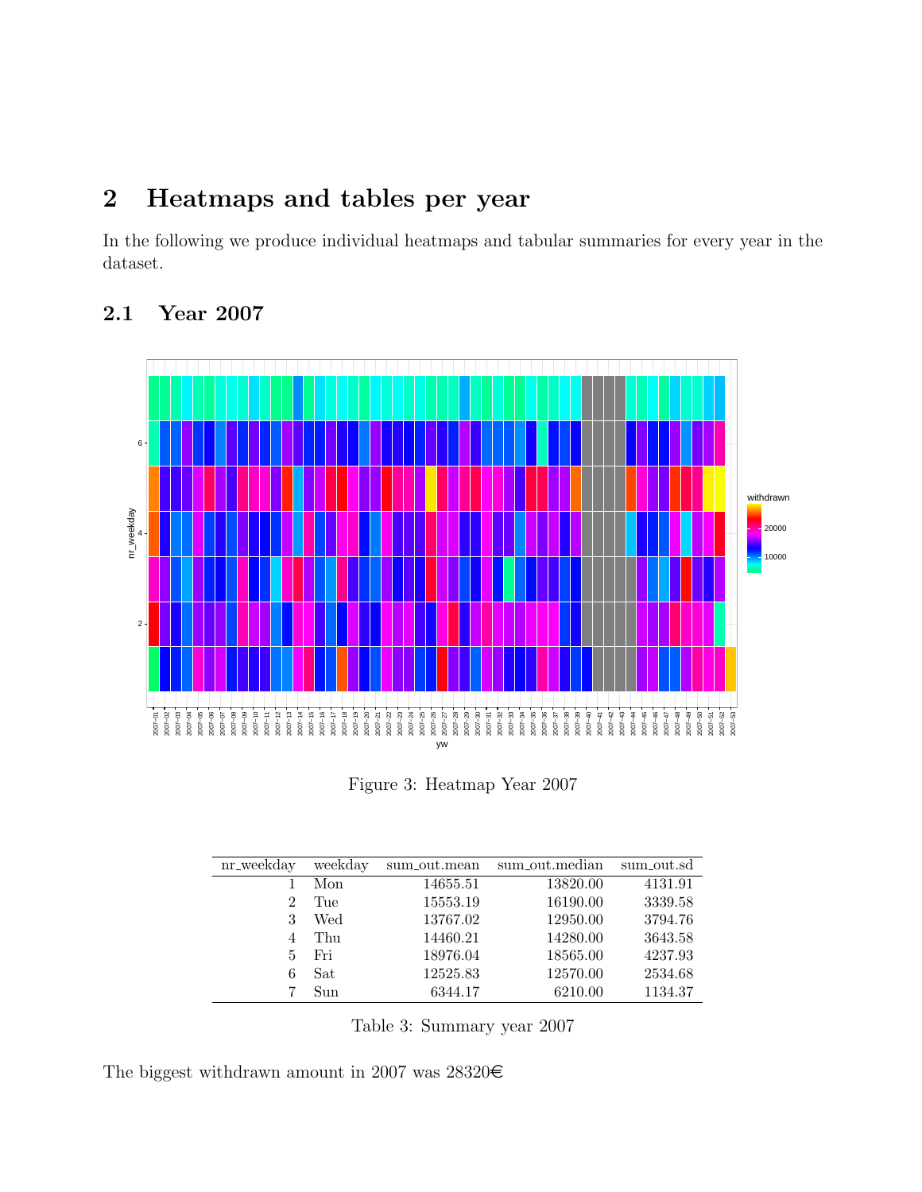# 2 Heatmaps and tables per year

In the following we produce individual heatmaps and tabular summaries for every year in the dataset.

## 2.1 Year 2007

Figure 3: Heatmap Year 2007

| nr_weekday | weekday | sum_out.mean | sum_out.median | sum_out.sd |
|---:|---|---:|---:|---:|
| 1 | Mon | 14655.51 | 13820.00 | 4131.91 |
| 2 | Tue | 15553.19 | 16190.00 | 3339.58 |
| 3 | Wed | 13767.02 | 12950.00 | 3794.76 |
| 4 | Thu | 14460.21 | 14280.00 | 3643.58 |
| 5 | Fri | 18976.04 | 18565.00 | 4237.93 |
| 6 | Sat | 12525.83 | 12570.00 | 2534.68 |
| 7 | Sun | 6344.17 | 6210.00 | 1134.37 |

Table 3: Summary year 2007

The biggest withdrawn amount in 2007 was 28320€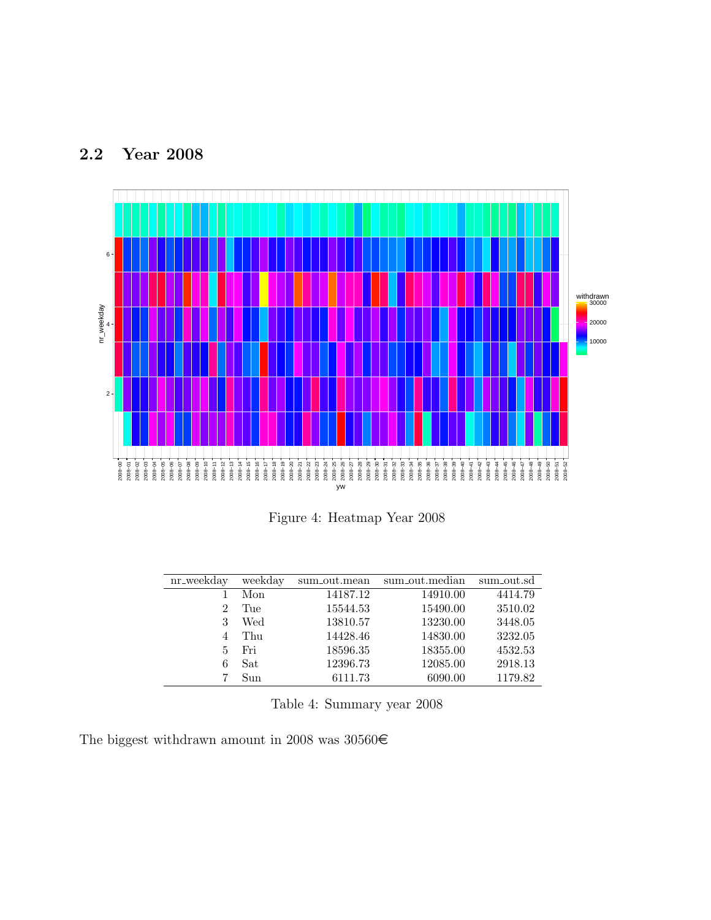## 2.2 Year 2008

Figure 4: Heatmap Year 2008

| nr_weekday | weekday | sum_out.mean | sum_out.median | sum_out.sd |
|---|---|---|---|---|
| 1 | Mon | 14187.12 | 14910.00 | 4414.79 |
| 2 | Tue | 15544.53 | 15490.00 | 3510.02 |
| 3 | Wed | 13810.57 | 13230.00 | 3448.05 |
| 4 | Thu | 14428.46 | 14830.00 | 3232.05 |
| 5 | Fri | 18596.35 | 18355.00 | 4532.53 |
| 6 | Sat | 12396.73 | 12085.00 | 2918.13 |
| 7 | Sun | 6111.73 | 6090.00 | 1179.82 |

Table 4: Summary year 2008

The biggest withdrawn amount in 2008 was 30560€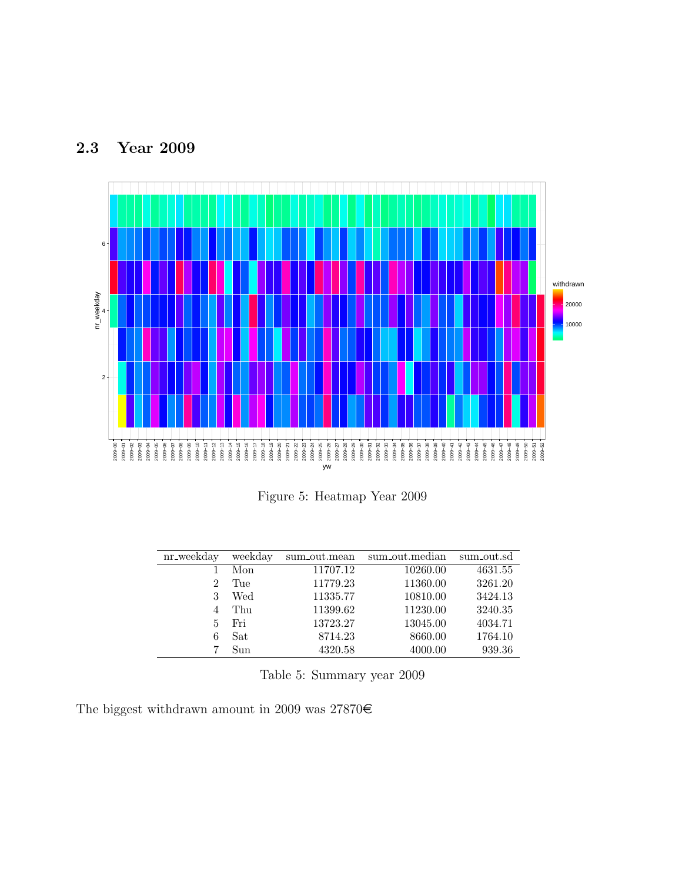## 2.3 Year 2009

withdrawn
20000
10000

nr_weekday
6
4
2

2009-00 2009-01 2009-02 2009-03 2009-04 2009-05 2009-06 2009-07 2009-08 2009-09 2009-10 2009-11 2009-12 2009-13 2009-14 2009-15 2009-16 2009-17 2009-18 2009-19 2009-20 2009-21 2009-22 2009-23 2009-24 2009-25 2009-26 2009-27 2009-28 2009-29 2009-30 2009-31 2009-32 2009-33 2009-34 2009-35 2009-36 2009-37 2009-38 2009-39 2009-40 2009-41 2009-42 2009-43 2009-44 2009-45 2009-46 2009-47 2009-48 2009-49 2009-50 2009-51 2009-52

yw

Figure 5: Heatmap Year 2009

| nr_weekday | weekday | sum_out.mean | sum_out.median | sum_out.sd |
|---|---|---|---|---|
| 1 | Mon | 11707.12 | 10260.00 | 4631.55 |
| 2 | Tue | 11779.23 | 11360.00 | 3261.20 |
| 3 | Wed | 11335.77 | 10810.00 | 3424.13 |
| 4 | Thu | 11399.62 | 11230.00 | 3240.35 |
| 5 | Fri | 13723.27 | 13045.00 | 4034.71 |
| 6 | Sat | 8714.23 | 8660.00 | 1764.10 |
| 7 | Sun | 4320.58 | 4000.00 | 939.36 |

Table 5: Summary year 2009

The biggest withdrawn amount in 2009 was 27870€